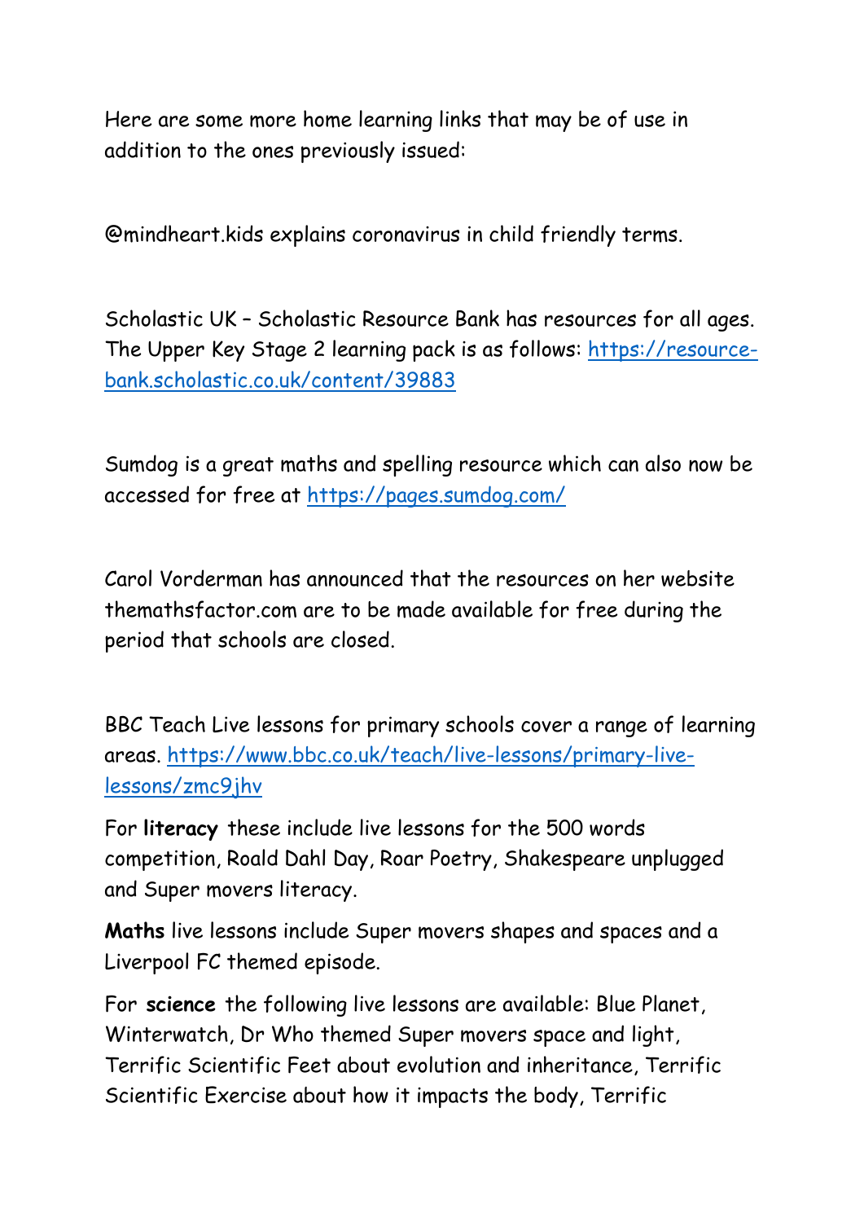Here are some more home learning links that may be of use in addition to the ones previously issued:

@mindheart.kids explains coronavirus in child friendly terms.

Scholastic UK – Scholastic Resource Bank has resources for all ages. The Upper Key Stage 2 learning pack is as follows: [https://resource-bank.scholastic.co.uk/content/39883](https://resource-bank.scholastic.co.uk/content/39883)

Sumdog is a great maths and spelling resource which can also now be accessed for free at [https://pages.sumdog.com/](https://pages.sumdog.com/)

Carol Vorderman has announced that the resources on her website themathsfactor.com are to be made available for free during the period that schools are closed.

BBC Teach Live lessons for primary schools cover a range of learning areas. [https://www.bbc.co.uk/teach/live-lessons/primary-live-lessons/zmc9jhv](https://www.bbc.co.uk/teach/live-lessons/primary-live-lessons/zmc9jhv)

For **literacy** these include live lessons for the 500 words competition, Roald Dahl Day, Roar Poetry, Shakespeare unplugged and Super movers literacy.

**Maths** live lessons include Super movers shapes and spaces and a Liverpool FC themed episode.

For **science** the following live lessons are available: Blue Planet, Winterwatch, Dr Who themed Super movers space and light, Terrific Scientific Feet about evolution and inheritance, Terrific Scientific Exercise about how it impacts the body, Terrific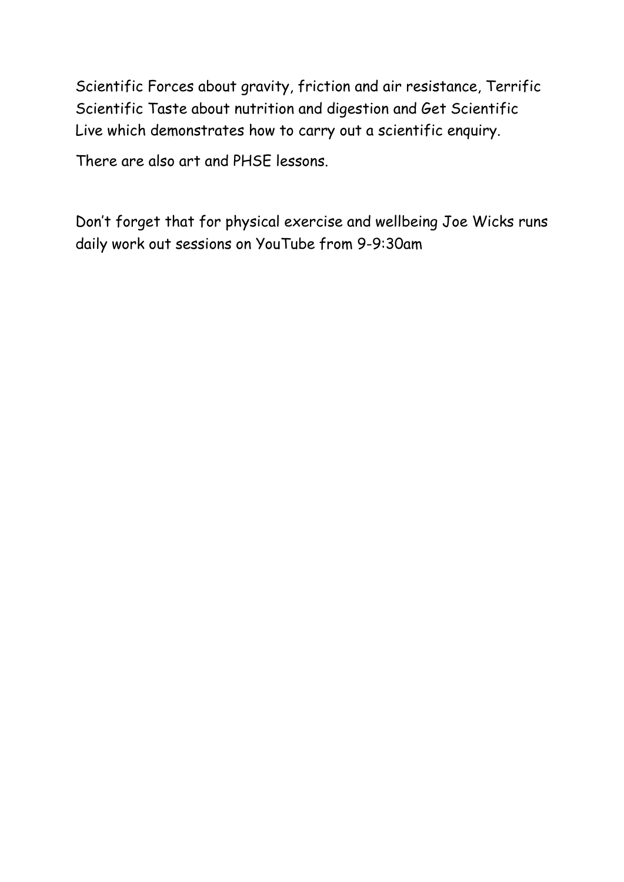Scientific Forces about gravity, friction and air resistance, Terrific Scientific Taste about nutrition and digestion and Get Scientific Live which demonstrates how to carry out a scientific enquiry.

There are also art and PHSE lessons.

Don't forget that for physical exercise and wellbeing Joe Wicks runs daily work out sessions on YouTube from 9-9:30am